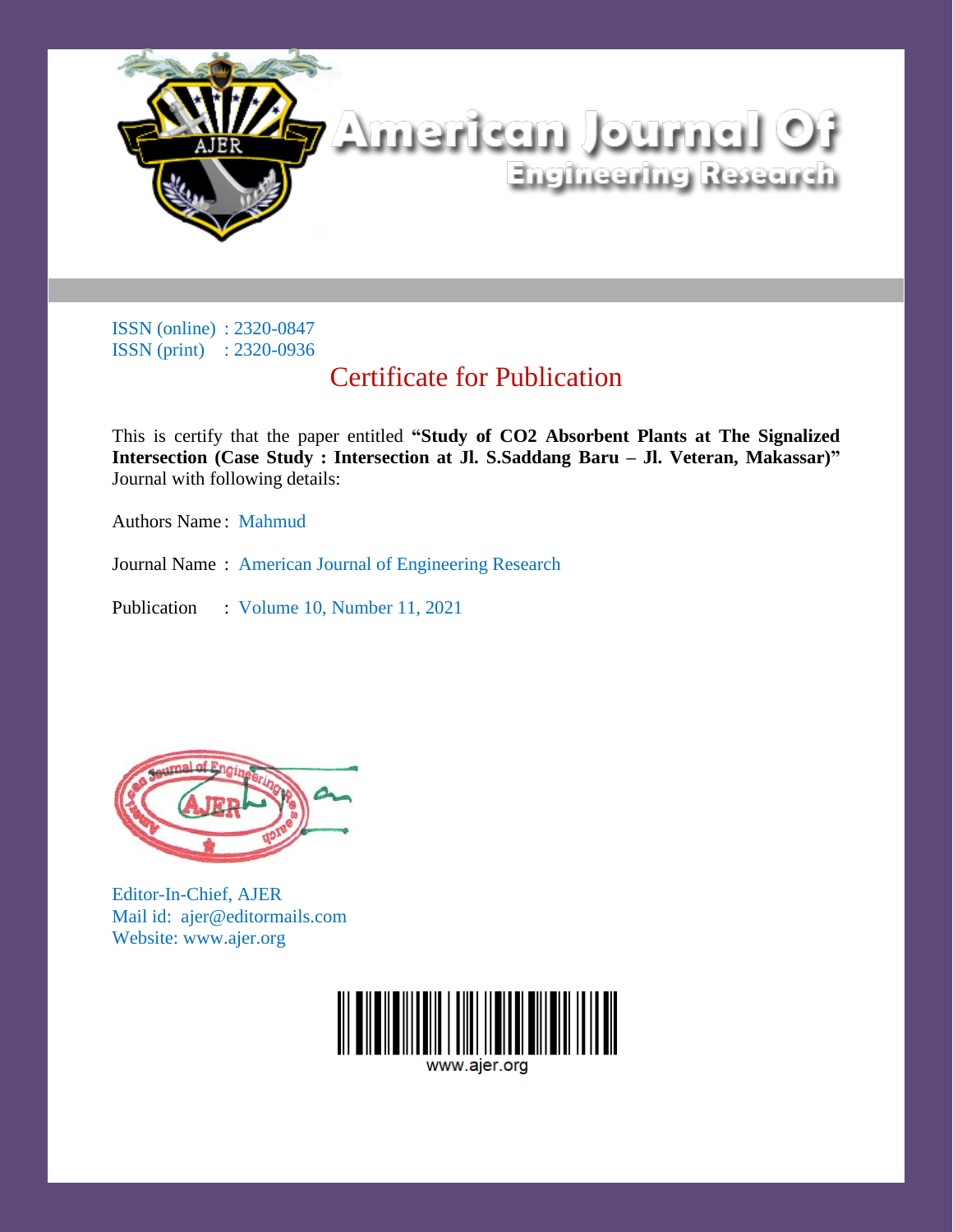# American Journal Of Engineering Research

ISSN (online) : 2320-0847
ISSN (print) : 2320-0936

## Certificate for Publication

This is certify that the paper entitled **“Study of CO2 Absorbent Plants at The Signalized Intersection (Case Study : Intersection at Jl. S.Saddang Baru – Jl. Veteran, Makassar)”** Journal with following details:

Authors Name : Mahmud

Journal Name : American Journal of Engineering Research

Publication : Volume 10, Number 11, 2021

Editor-In-Chief, AJER
Mail id: ajer@editormails.com
Website: www.ajer.org

www.ajer.org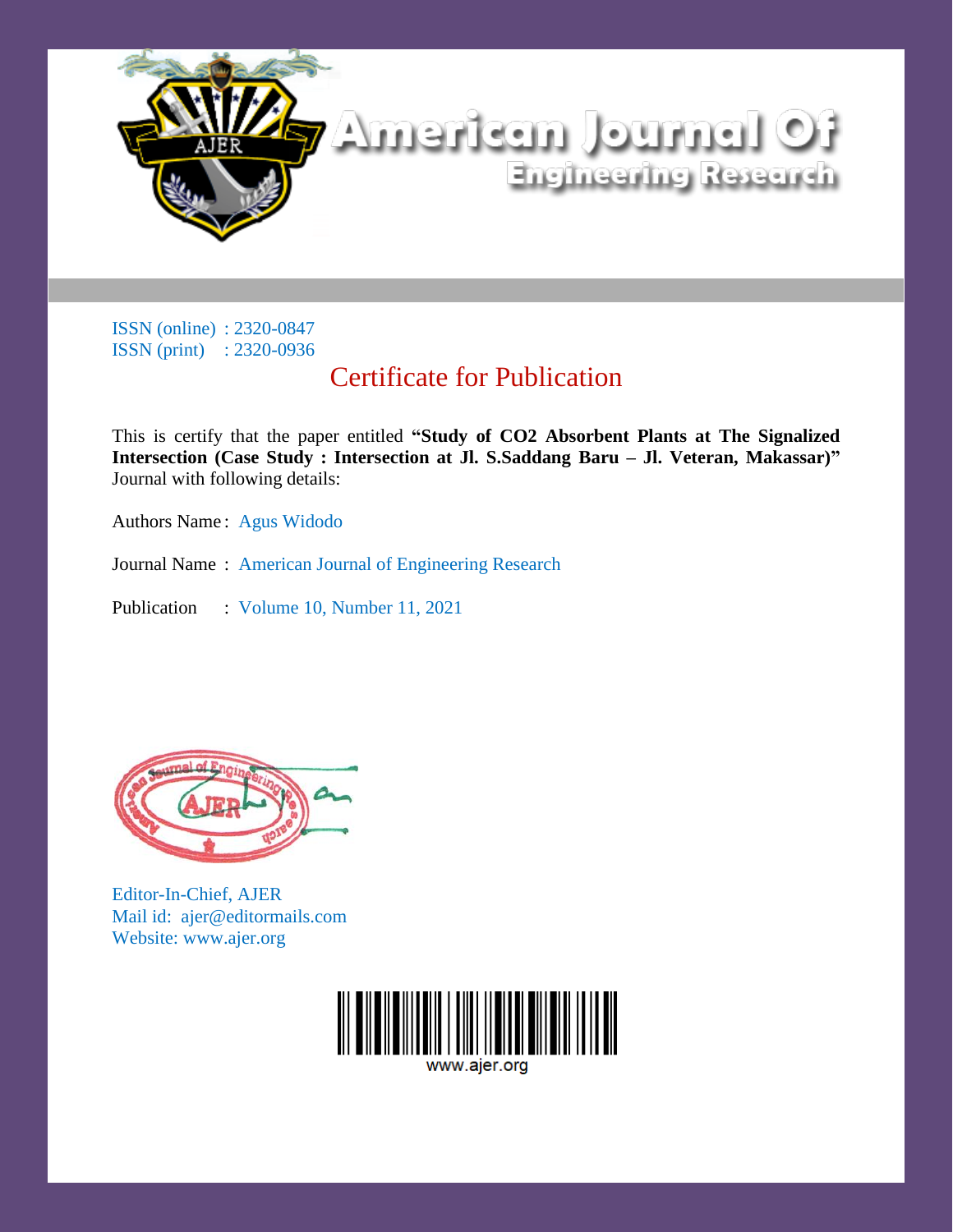# American Journal Of Engineering Research

ISSN (online) : 2320-0847
ISSN (print) : 2320-0936

## Certificate for Publication

This is certify that the paper entitled **"Study of CO2 Absorbent Plants at The Signalized Intersection (Case Study : Intersection at Jl. S.Saddang Baru – Jl. Veteran, Makassar)"** Journal with following details:

Authors Name : Agus Widodo

Journal Name : American Journal of Engineering Research

Publication : Volume 10, Number 11, 2021

Editor-In-Chief, AJER
Mail id: ajer@editormails.com
Website: www.ajer.org

www.ajer.org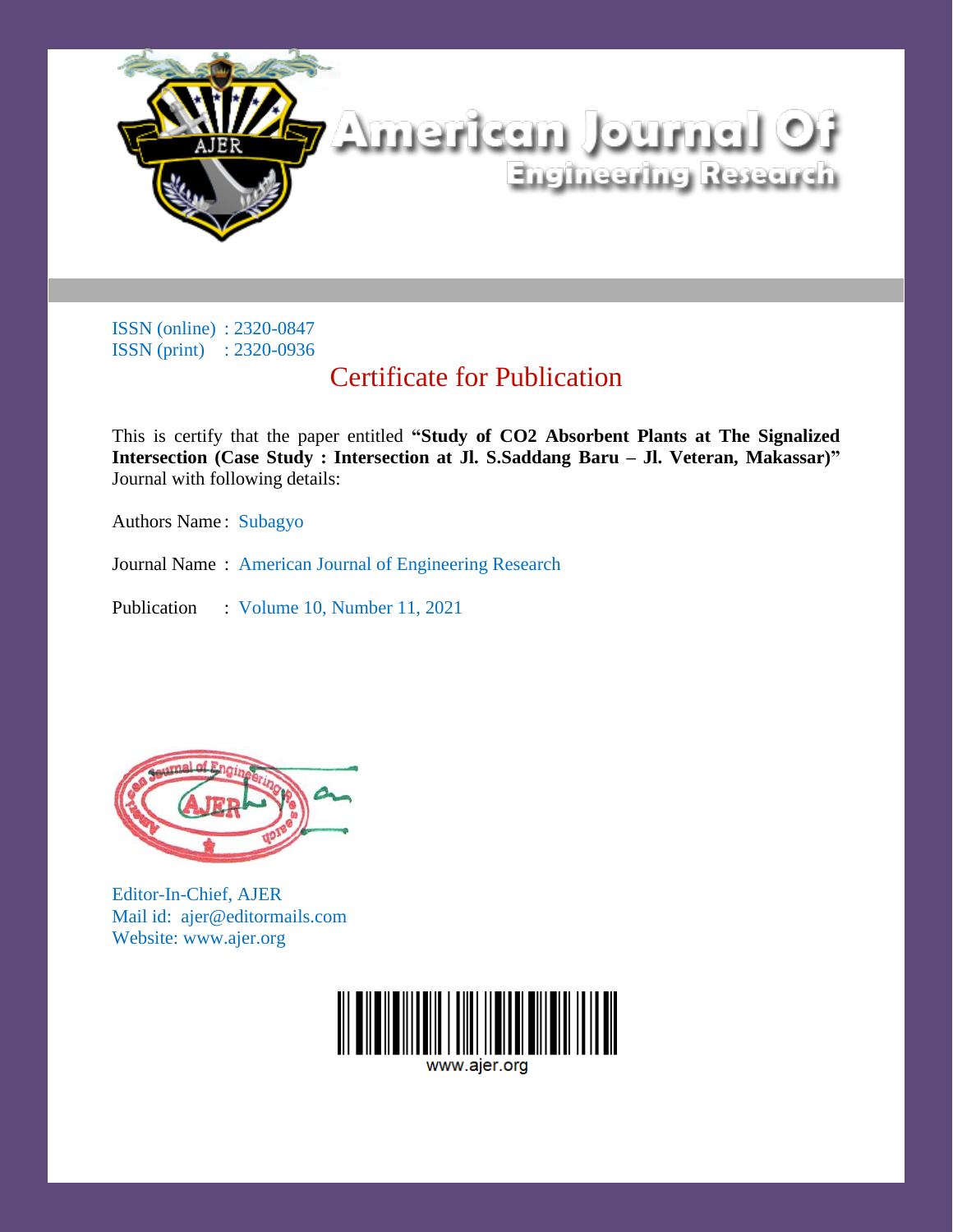# American Journal Of Engineering Research

ISSN (online) : 2320-0847
ISSN (print) : 2320-0936

## Certificate for Publication

This is certify that the paper entitled **"Study of CO2 Absorbent Plants at The Signalized Intersection (Case Study : Intersection at Jl. S.Saddang Baru – Jl. Veteran, Makassar)"** Journal with following details:

Authors Name : Subagyo

Journal Name : American Journal of Engineering Research

Publication : Volume 10, Number 11, 2021

Editor-In-Chief, AJER
Mail id: ajer@editormails.com
Website: www.ajer.org

www.ajer.org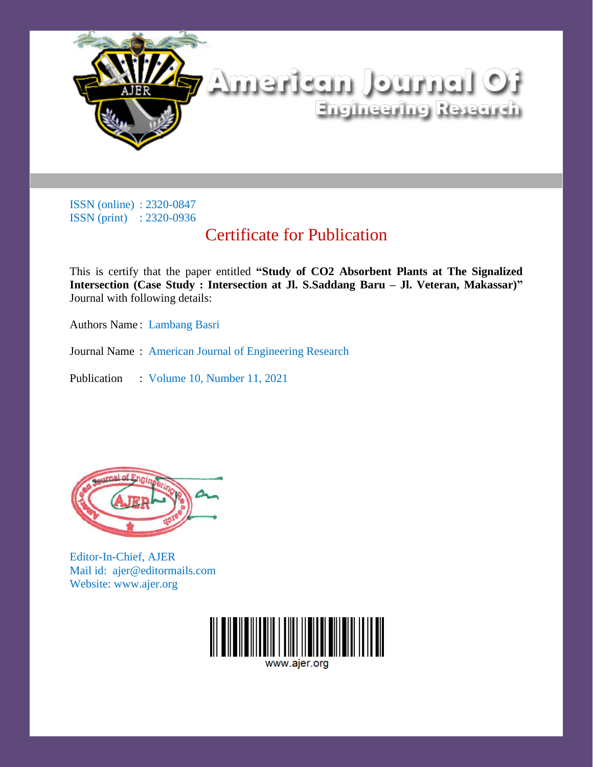# American Journal Of Engineering Research

ISSN (online) : 2320-0847
ISSN (print) : 2320-0936

## Certificate for Publication

This is certify that the paper entitled **"Study of CO2 Absorbent Plants at The Signalized Intersection (Case Study : Intersection at Jl. S.Saddang Baru – Jl. Veteran, Makassar)"** Journal with following details:

Authors Name : Lambang Basri

Journal Name : American Journal of Engineering Research

Publication : Volume 10, Number 11, 2021

Editor-In-Chief, AJER
Mail id: ajer@editormails.com
Website: www.ajer.org

www.ajer.org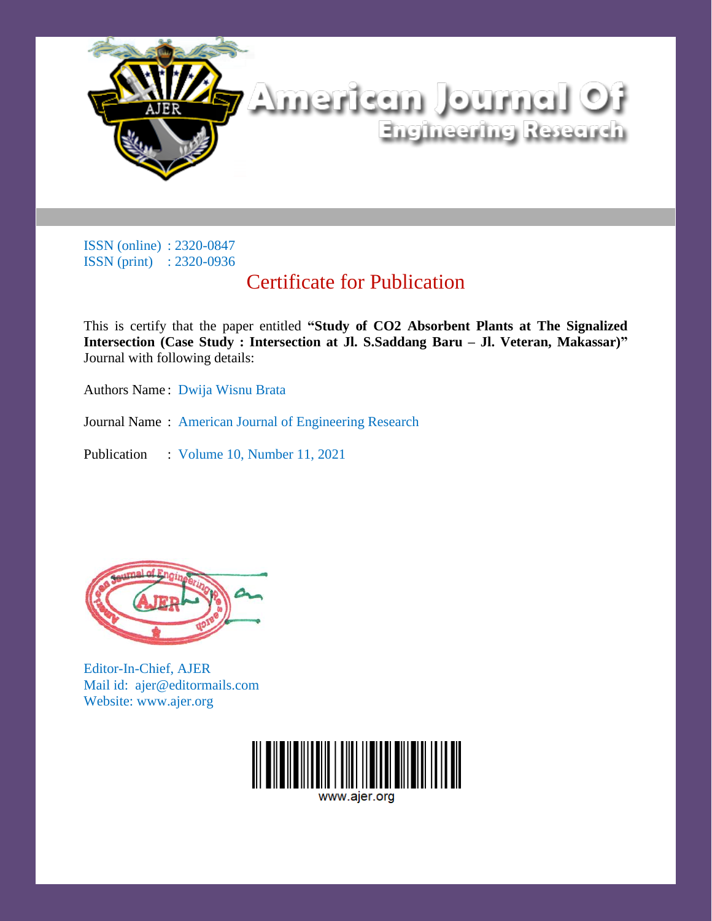# American Journal Of Engineering Research

ISSN (online) : 2320-0847
ISSN (print) : 2320-0936

## Certificate for Publication

This is certify that the paper entitled **"Study of CO2 Absorbent Plants at The Signalized Intersection (Case Study : Intersection at Jl. S.Saddang Baru – Jl. Veteran, Makassar)"** Journal with following details:

Authors Name : Dwija Wisnu Brata

Journal Name : American Journal of Engineering Research

Publication : Volume 10, Number 11, 2021

Editor-In-Chief, AJER
Mail id: ajer@editormails.com
Website: www.ajer.org

www.ajer.org